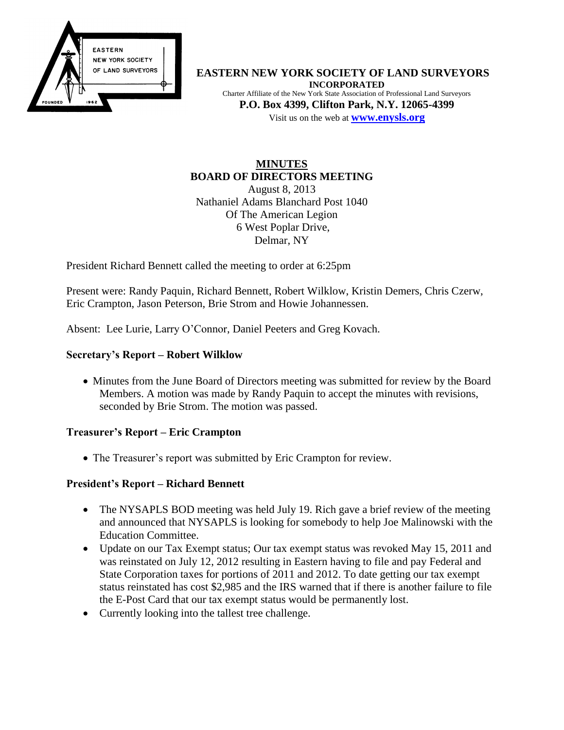**EASTERN NEW YORK SOCIETY OF LAND SURVEYORS**
**INCORPORATED**
Charter Affiliate of the New York State Association of Professional Land Surveyors
**P.O. Box 4399, Clifton Park, N.Y. 12065-4399**
Visit us on the web at **www.enysls.org**

# MINUTES
## BOARD OF DIRECTORS MEETING

August 8, 2013
Nathaniel Adams Blanchard Post 1040
Of The American Legion
6 West Poplar Drive,
Delmar, NY

President Richard Bennett called the meeting to order at 6:25pm

Present were: Randy Paquin, Richard Bennett, Robert Wilklow, Kristin Demers, Chris Czerw, Eric Crampton, Jason Peterson, Brie Strom and Howie Johannessen.

Absent: Lee Lurie, Larry O'Connor, Daniel Peeters and Greg Kovach.

### Secretary's Report – Robert Wilklow

- Minutes from the June Board of Directors meeting was submitted for review by the Board Members. A motion was made by Randy Paquin to accept the minutes with revisions, seconded by Brie Strom. The motion was passed.

### Treasurer's Report – Eric Crampton

- The Treasurer's report was submitted by Eric Crampton for review.

### President's Report – Richard Bennett

- The NYSAPLS BOD meeting was held July 19. Rich gave a brief review of the meeting and announced that NYSAPLS is looking for somebody to help Joe Malinowski with the Education Committee.
- Update on our Tax Exempt status; Our tax exempt status was revoked May 15, 2011 and was reinstated on July 12, 2012 resulting in Eastern having to file and pay Federal and State Corporation taxes for portions of 2011 and 2012. To date getting our tax exempt status reinstated has cost $2,985 and the IRS warned that if there is another failure to file the E-Post Card that our tax exempt status would be permanently lost.
- Currently looking into the tallest tree challenge.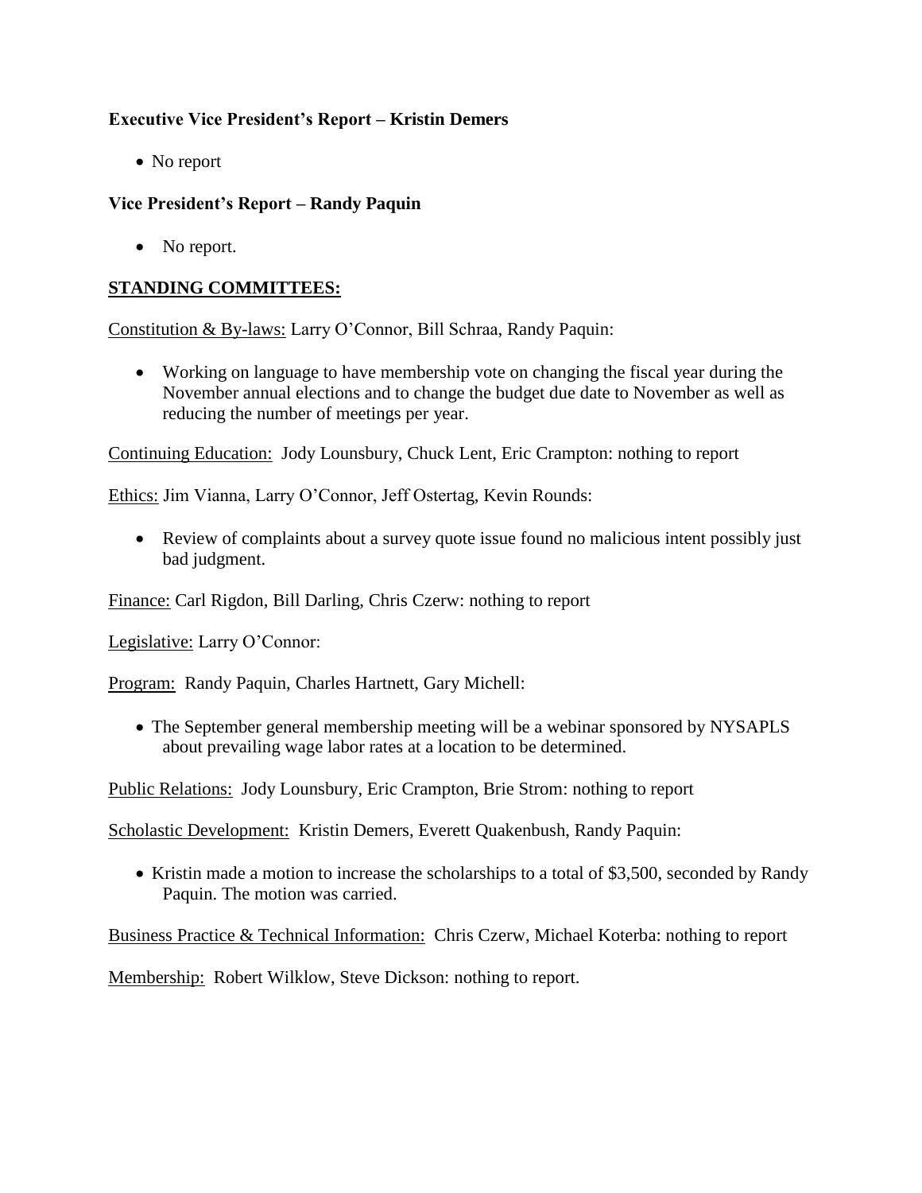**Executive Vice President's Report – Kristin Demers**

- No report

**Vice President's Report – Randy Paquin**

- No report.

**STANDING COMMITTEES:**

Constitution & By-laws: Larry O'Connor, Bill Schraa, Randy Paquin:

- Working on language to have membership vote on changing the fiscal year during the November annual elections and to change the budget due date to November as well as reducing the number of meetings per year.

Continuing Education: Jody Lounsbury, Chuck Lent, Eric Crampton: nothing to report

Ethics: Jim Vianna, Larry O'Connor, Jeff Ostertag, Kevin Rounds:

- Review of complaints about a survey quote issue found no malicious intent possibly just bad judgment.

Finance: Carl Rigdon, Bill Darling, Chris Czerw: nothing to report

Legislative: Larry O'Connor:

Program: Randy Paquin, Charles Hartnett, Gary Michell:

- The September general membership meeting will be a webinar sponsored by NYSAPLS about prevailing wage labor rates at a location to be determined.

Public Relations: Jody Lounsbury, Eric Crampton, Brie Strom: nothing to report

Scholastic Development: Kristin Demers, Everett Quakenbush, Randy Paquin:

- Kristin made a motion to increase the scholarships to a total of $3,500, seconded by Randy Paquin. The motion was carried.

Business Practice & Technical Information: Chris Czerw, Michael Koterba: nothing to report

Membership: Robert Wilklow, Steve Dickson: nothing to report.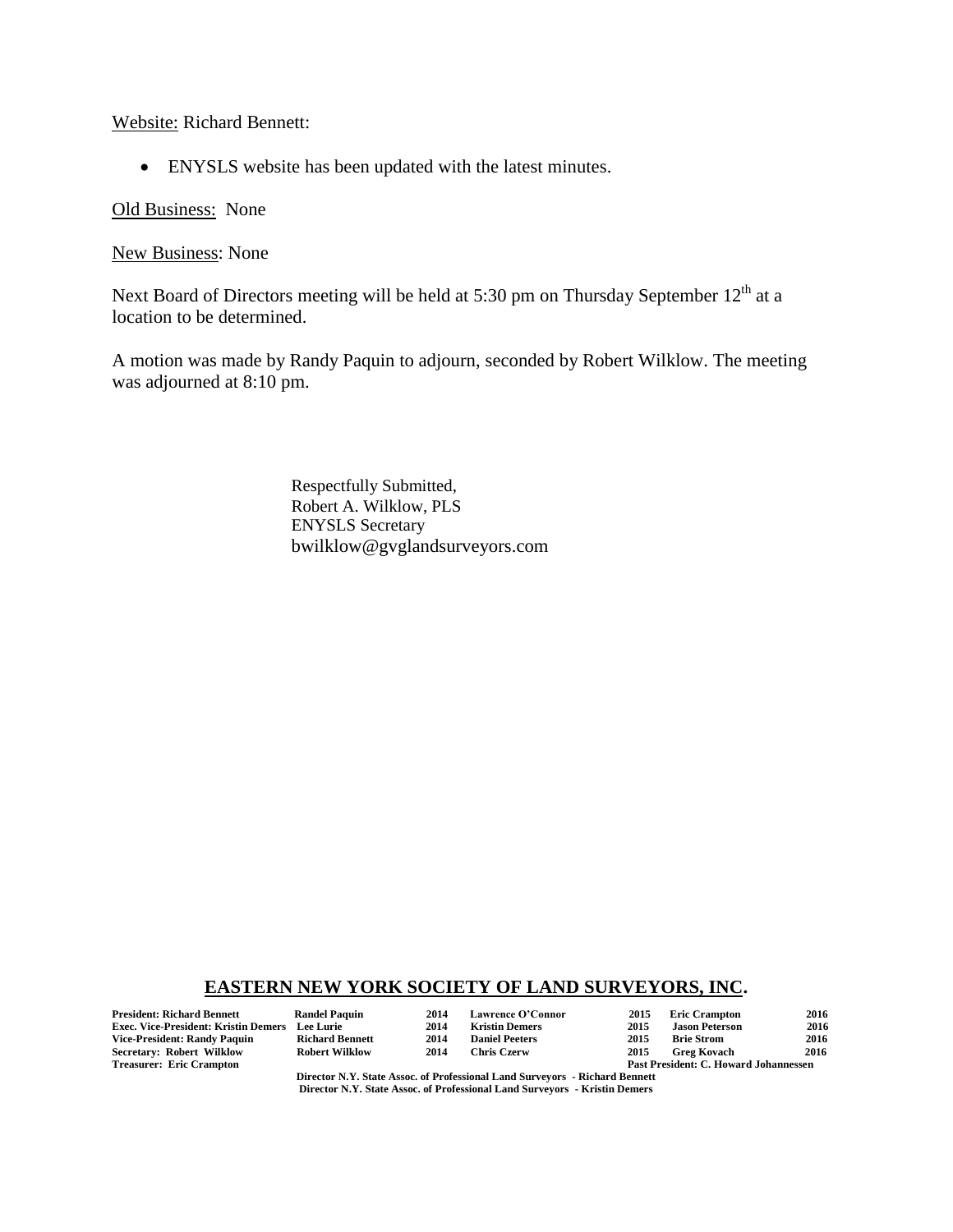<u>Website:</u> Richard Bennett:

- ENYSLS website has been updated with the latest minutes.

<u>Old Business:</u> None

<u>New Business</u>: None

Next Board of Directors meeting will be held at 5:30 pm on Thursday September 12th at a location to be determined.

A motion was made by Randy Paquin to adjourn, seconded by Robert Wilklow. The meeting was adjourned at 8:10 pm.

Respectfully Submitted,
Robert A. Wilklow, PLS
ENYSLS Secretary
bwilklow@gvglandsurveyors.com

## EASTERN NEW YORK SOCIETY OF LAND SURVEYORS, INC.

| | | | | | | | |
|---|---|---|---|---|---|---|---|
| **President: Richard Bennett** | **Randel Paquin** | **2014** | **Lawrence O'Connor** | **2015** | **Eric Crampton** | **2016** |
| **Exec. Vice-President: Kristin Demers** | **Lee Lurie** | **2014** | **Kristin Demers** | **2015** | **Jason Peterson** | **2016** |
| **Vice-President: Randy Paquin** | **Richard Bennett** | **2014** | **Daniel Peeters** | **2015** | **Brie Strom** | **2016** |
| **Secretary: Robert Wilklow** | **Robert Wilklow** | **2014** | **Chris Czerw** | **2015** | **Greg Kovach** | **2016** |
| **Treasurer: Eric Crampton** | | | | **Past President: C. Howard Johannessen** | | |

**Director N.Y. State Assoc. of Professional Land Surveyors - Richard Bennett**
**Director N.Y. State Assoc. of Professional Land Surveyors - Kristin Demers**